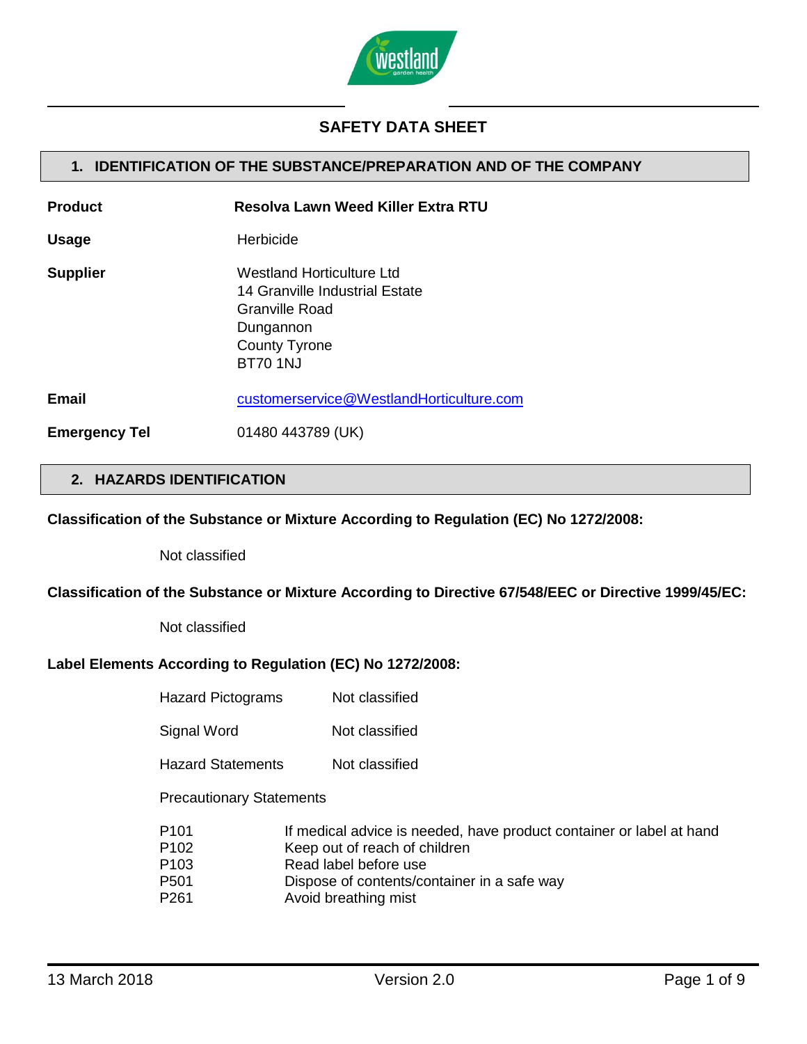# SAFETY DATA SHEET

## 1. IDENTIFICATION OF THE SUBSTANCE/PREPARATION AND OF THE COMPANY

**Product** **Resolva Lawn Weed Killer Extra RTU**

**Usage** Herbicide

**Supplier** Westland Horticulture Ltd
14 Granville Industrial Estate
Granville Road
Dungannon
County Tyrone
BT70 1NJ

**Email** customerservice@WestlandHorticulture.com

**Emergency Tel** 01480 443789 (UK)

## 2. HAZARDS IDENTIFICATION

**Classification of the Substance or Mixture According to Regulation (EC) No 1272/2008:**

Not classified

**Classification of the Substance or Mixture According to Directive 67/548/EEC or Directive 1999/45/EC:**

Not classified

**Label Elements According to Regulation (EC) No 1272/2008:**

| | |
|---|---|
| Hazard Pictograms | Not classified |
| Signal Word | Not classified |
| Hazard Statements | Not classified |

Precautionary Statements

| | |
|---|---|
| P101 | If medical advice is needed, have product container or label at hand |
| P102 | Keep out of reach of children |
| P103 | Read label before use |
| P501 | Dispose of contents/container in a safe way |
| P261 | Avoid breathing mist |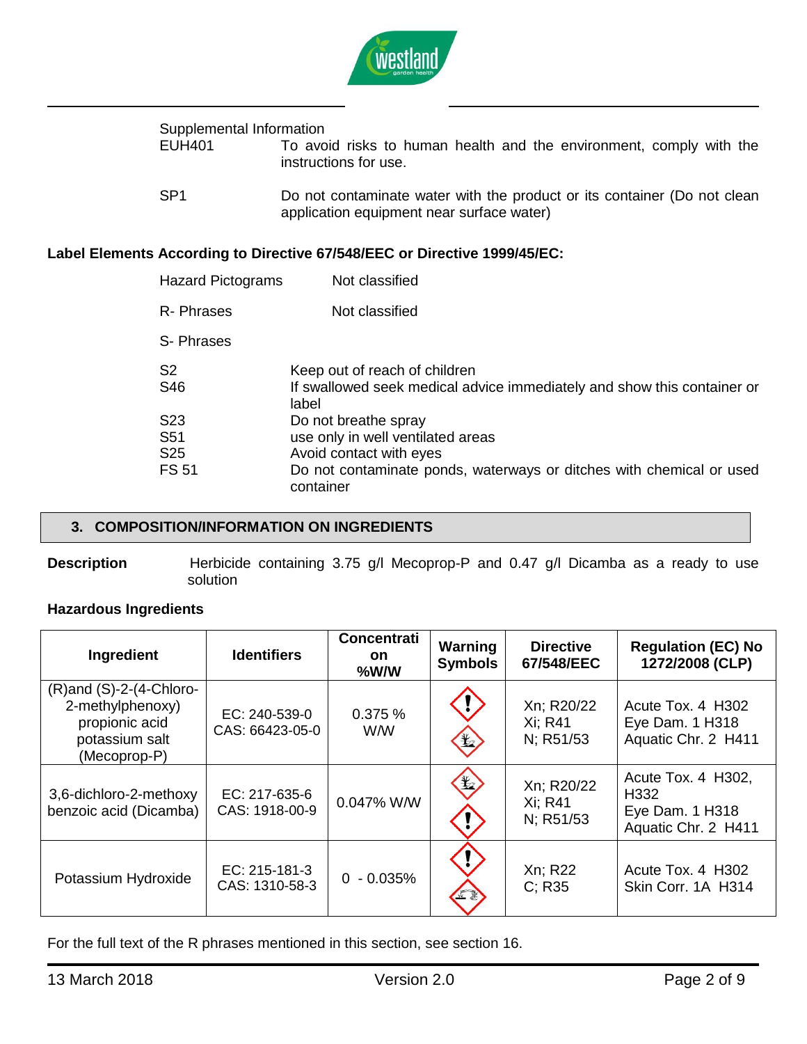Supplemental Information

EUH401 To avoid risks to human health and the environment, comply with the instructions for use.

SP1 Do not contaminate water with the product or its container (Do not clean application equipment near surface water)

**Label Elements According to Directive 67/548/EEC or Directive 1999/45/EC:**

Hazard Pictograms Not classified

R- Phrases Not classified

S- Phrases

S2 Keep out of reach of children
S46 If swallowed seek medical advice immediately and show this container or label
S23 Do not breathe spray
S51 use only in well ventilated areas
S25 Avoid contact with eyes
FS 51 Do not contaminate ponds, waterways or ditches with chemical or used container

## 3. COMPOSITION/INFORMATION ON INGREDIENTS

**Description** Herbicide containing 3.75 g/l Mecoprop-P and 0.47 g/l Dicamba as a ready to use solution

**Hazardous Ingredients**

| Ingredient | Identifiers | Concentration %W/W | Warning Symbols | Directive 67/548/EEC | Regulation (EC) No 1272/2008 (CLP) |
|---|---|---|---|---|---|
| (R)and (S)-2-(4-Chloro-2-methylphenoxy) propionic acid potassium salt (Mecoprop-P) | EC: 240-539-0<br>CAS: 66423-05-0 | 0.375 % W/W | | Xn; R20/22<br>Xi; R41<br>N; R51/53 | Acute Tox. 4 H302<br>Eye Dam. 1 H318<br>Aquatic Chr. 2 H411 |
| 3,6-dichloro-2-methoxy benzoic acid (Dicamba) | EC: 217-635-6<br>CAS: 1918-00-9 | 0.047% W/W | | Xn; R20/22<br>Xi; R41<br>N; R51/53 | Acute Tox. 4 H302, H332<br>Eye Dam. 1 H318<br>Aquatic Chr. 2 H411 |
| Potassium Hydroxide | EC: 215-181-3<br>CAS: 1310-58-3 | 0 - 0.035% | | Xn; R22<br>C; R35 | Acute Tox. 4 H302<br>Skin Corr. 1A H314 |

For the full text of the R phrases mentioned in this section, see section 16.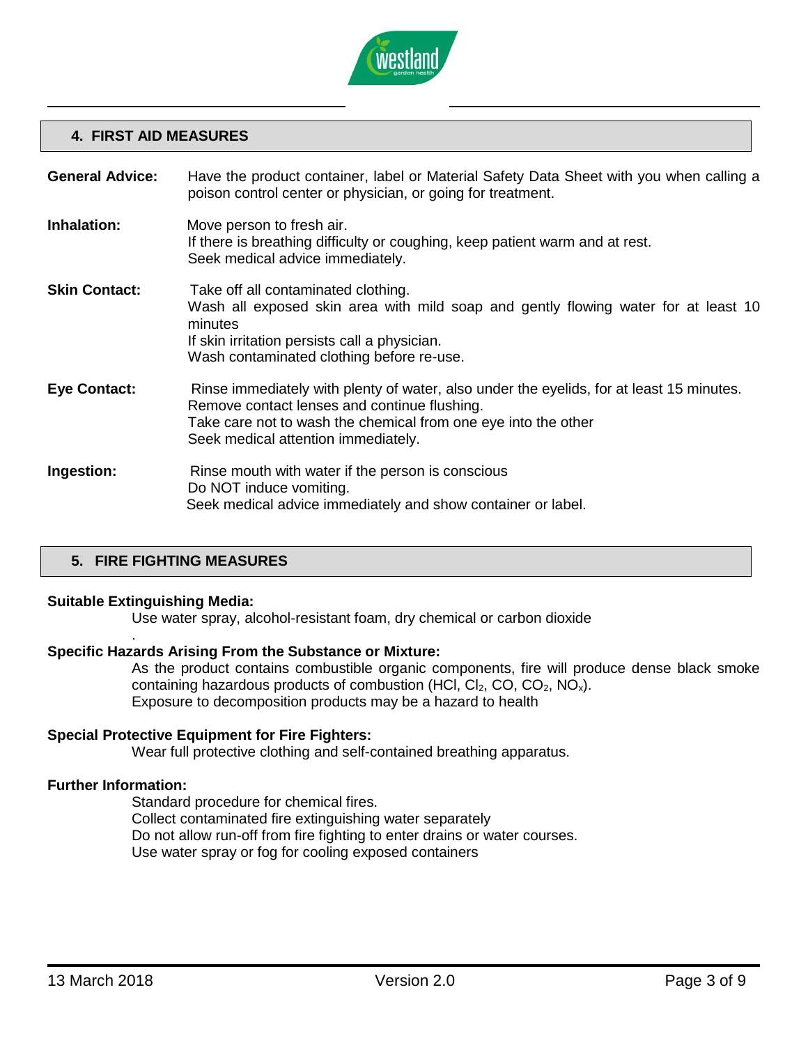## 4. FIRST AID MEASURES

**General Advice:** Have the product container, label or Material Safety Data Sheet with you when calling a poison control center or physician, or going for treatment.

**Inhalation:** Move person to fresh air.
If there is breathing difficulty or coughing, keep patient warm and at rest.
Seek medical advice immediately.

**Skin Contact:** Take off all contaminated clothing.
Wash all exposed skin area with mild soap and gently flowing water for at least 10 minutes
If skin irritation persists call a physician.
Wash contaminated clothing before re-use.

**Eye Contact:** Rinse immediately with plenty of water, also under the eyelids, for at least 15 minutes.
Remove contact lenses and continue flushing.
Take care not to wash the chemical from one eye into the other
Seek medical attention immediately.

**Ingestion:** Rinse mouth with water if the person is conscious
Do NOT induce vomiting.
Seek medical advice immediately and show container or label.

## 5. FIRE FIGHTING MEASURES

**Suitable Extinguishing Media:**

Use water spray, alcohol-resistant foam, dry chemical or carbon dioxide

**Specific Hazards Arising From the Substance or Mixture:**

As the product contains combustible organic components, fire will produce dense black smoke containing hazardous products of combustion (HCl, $Cl_2$, CO, $CO_2$, $NO_x$).
Exposure to decomposition products may be a hazard to health

**Special Protective Equipment for Fire Fighters:**

Wear full protective clothing and self-contained breathing apparatus.

**Further Information:**

Standard procedure for chemical fires.
Collect contaminated fire extinguishing water separately
Do not allow run-off from fire fighting to enter drains or water courses.
Use water spray or fog for cooling exposed containers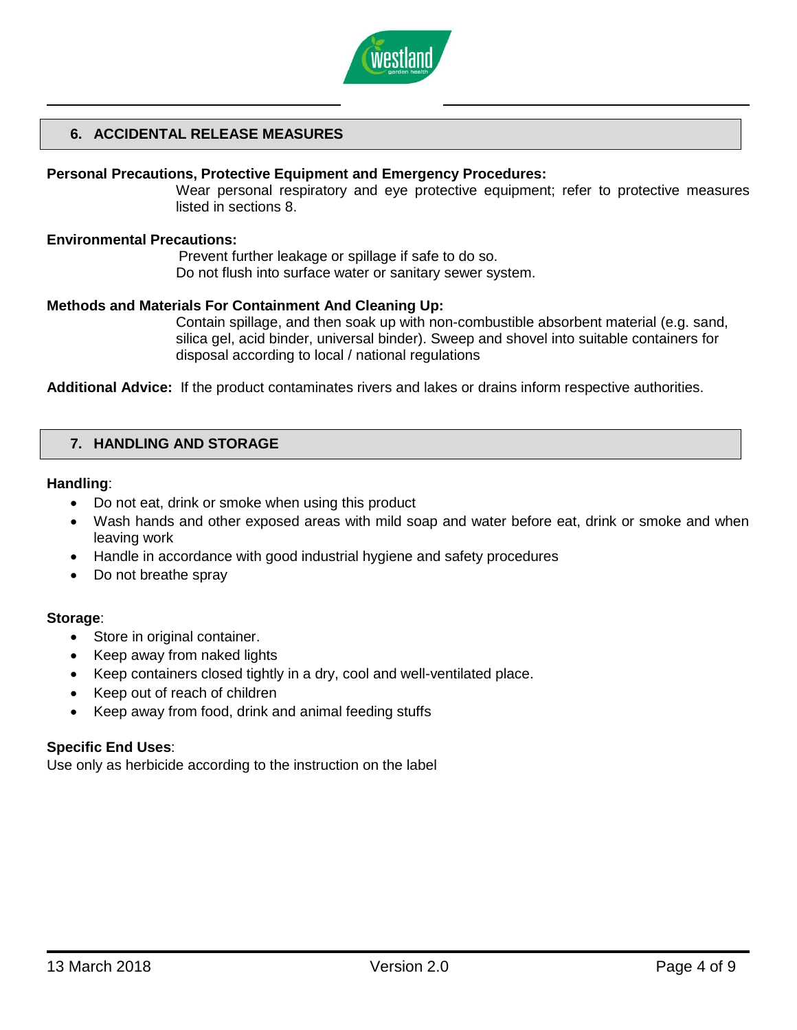## 6. ACCIDENTAL RELEASE MEASURES

**Personal Precautions, Protective Equipment and Emergency Procedures:**

Wear personal respiratory and eye protective equipment; refer to protective measures listed in sections 8.

**Environmental Precautions:**

Prevent further leakage or spillage if safe to do so.
Do not flush into surface water or sanitary sewer system.

**Methods and Materials For Containment And Cleaning Up:**

Contain spillage, and then soak up with non-combustible absorbent material (e.g. sand, silica gel, acid binder, universal binder). Sweep and shovel into suitable containers for disposal according to local / national regulations

**Additional Advice:** If the product contaminates rivers and lakes or drains inform respective authorities.

## 7. HANDLING AND STORAGE

**Handling**:

- Do not eat, drink or smoke when using this product
- Wash hands and other exposed areas with mild soap and water before eat, drink or smoke and when leaving work
- Handle in accordance with good industrial hygiene and safety procedures
- Do not breathe spray

**Storage**:

- Store in original container.
- Keep away from naked lights
- Keep containers closed tightly in a dry, cool and well-ventilated place.
- Keep out of reach of children
- Keep away from food, drink and animal feeding stuffs

**Specific End Uses**:

Use only as herbicide according to the instruction on the label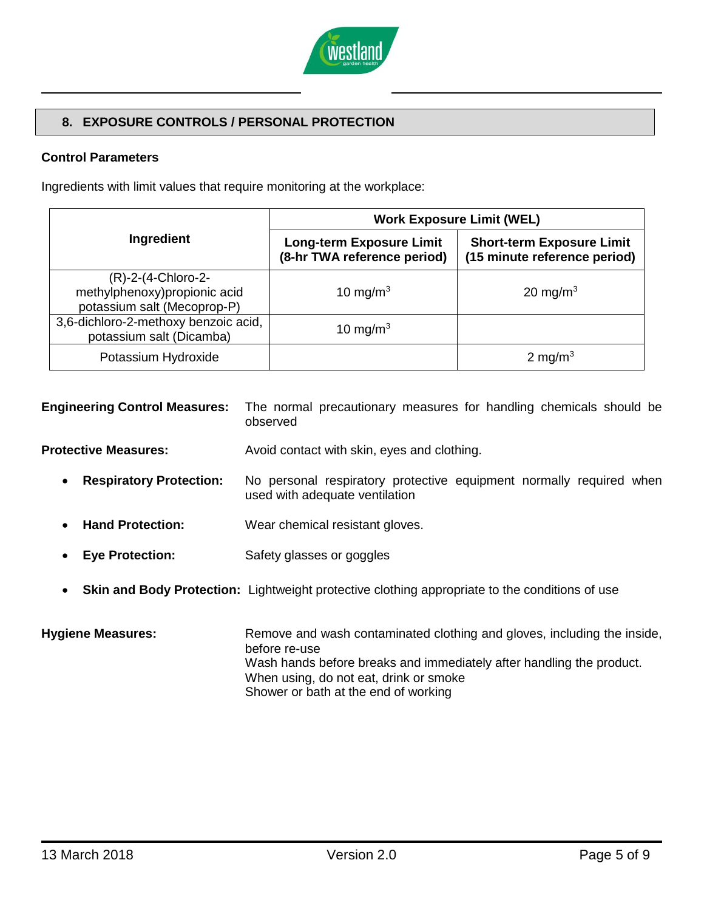## 8. EXPOSURE CONTROLS / PERSONAL PROTECTION

### Control Parameters

Ingredients with limit values that require monitoring at the workplace:

| Ingredient | Work Exposure Limit (WEL) | |
|---|---|---|
| | **Long-term Exposure Limit (8-hr TWA reference period)** | **Short-term Exposure Limit (15 minute reference period)** |
| (R)-2-(4-Chloro-2-methylphenoxy)propionic acid potassium salt (Mecoprop-P) | 10 mg/m$^3$ | 20 mg/m$^3$ |
| 3,6-dichloro-2-methoxy benzoic acid, potassium salt (Dicamba) | 10 mg/m$^3$ | |
| Potassium Hydroxide | | 2 mg/m$^3$ |

**Engineering Control Measures:** The normal precautionary measures for handling chemicals should be observed

**Protective Measures:** Avoid contact with skin, eyes and clothing.

- **Respiratory Protection:** No personal respiratory protective equipment normally required when used with adequate ventilation
- **Hand Protection:** Wear chemical resistant gloves.
- **Eye Protection:** Safety glasses or goggles
- **Skin and Body Protection:** Lightweight protective clothing appropriate to the conditions of use

**Hygiene Measures:** Remove and wash contaminated clothing and gloves, including the inside, before re-use
Wash hands before breaks and immediately after handling the product.
When using, do not eat, drink or smoke
Shower or bath at the end of working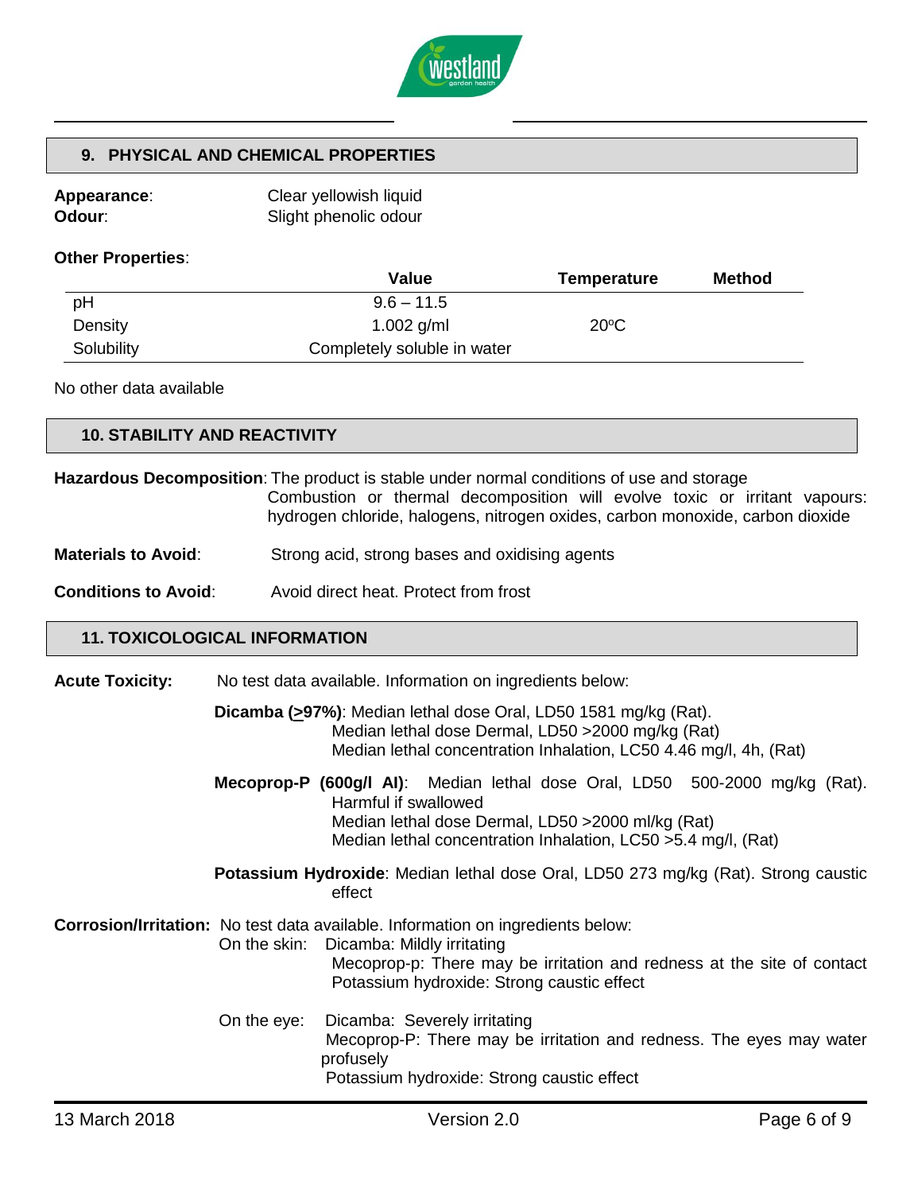## 9. PHYSICAL AND CHEMICAL PROPERTIES

**Appearance**: Clear yellowish liquid
**Odour**: Slight phenolic odour

**Other Properties**:

| | Value | Temperature | Method |
|---|---|---|---|
| pH | 9.6 – 11.5 | | |
| Density | 1.002 g/ml | 20°C | |
| Solubility | Completely soluble in water | | |

No other data available

## 10. STABILITY AND REACTIVITY

**Hazardous Decomposition**: The product is stable under normal conditions of use and storage
Combustion or thermal decomposition will evolve toxic or irritant vapours: hydrogen chloride, halogens, nitrogen oxides, carbon monoxide, carbon dioxide

**Materials to Avoid**: Strong acid, strong bases and oxidising agents

**Conditions to Avoid**: Avoid direct heat. Protect from frost

## 11. TOXICOLOGICAL INFORMATION

**Acute Toxicity:** No test data available. Information on ingredients below:

**Dicamba (≥97%)**: Median lethal dose Oral, LD50 1581 mg/kg (Rat).
Median lethal dose Dermal, LD50 >2000 mg/kg (Rat)
Median lethal concentration Inhalation, LC50 4.46 mg/l, 4h, (Rat)

**Mecoprop-P (600g/l AI)**: Median lethal dose Oral, LD50 500-2000 mg/kg (Rat). Harmful if swallowed
Median lethal dose Dermal, LD50 >2000 ml/kg (Rat)
Median lethal concentration Inhalation, LC50 >5.4 mg/l, (Rat)

**Potassium Hydroxide**: Median lethal dose Oral, LD50 273 mg/kg (Rat). Strong caustic effect

**Corrosion/Irritation:** No test data available. Information on ingredients below:

On the skin: Dicamba: Mildly irritating
Mecoprop-p: There may be irritation and redness at the site of contact
Potassium hydroxide: Strong caustic effect

On the eye: Dicamba: Severely irritating
Mecoprop-P: There may be irritation and redness. The eyes may water profusely
Potassium hydroxide: Strong caustic effect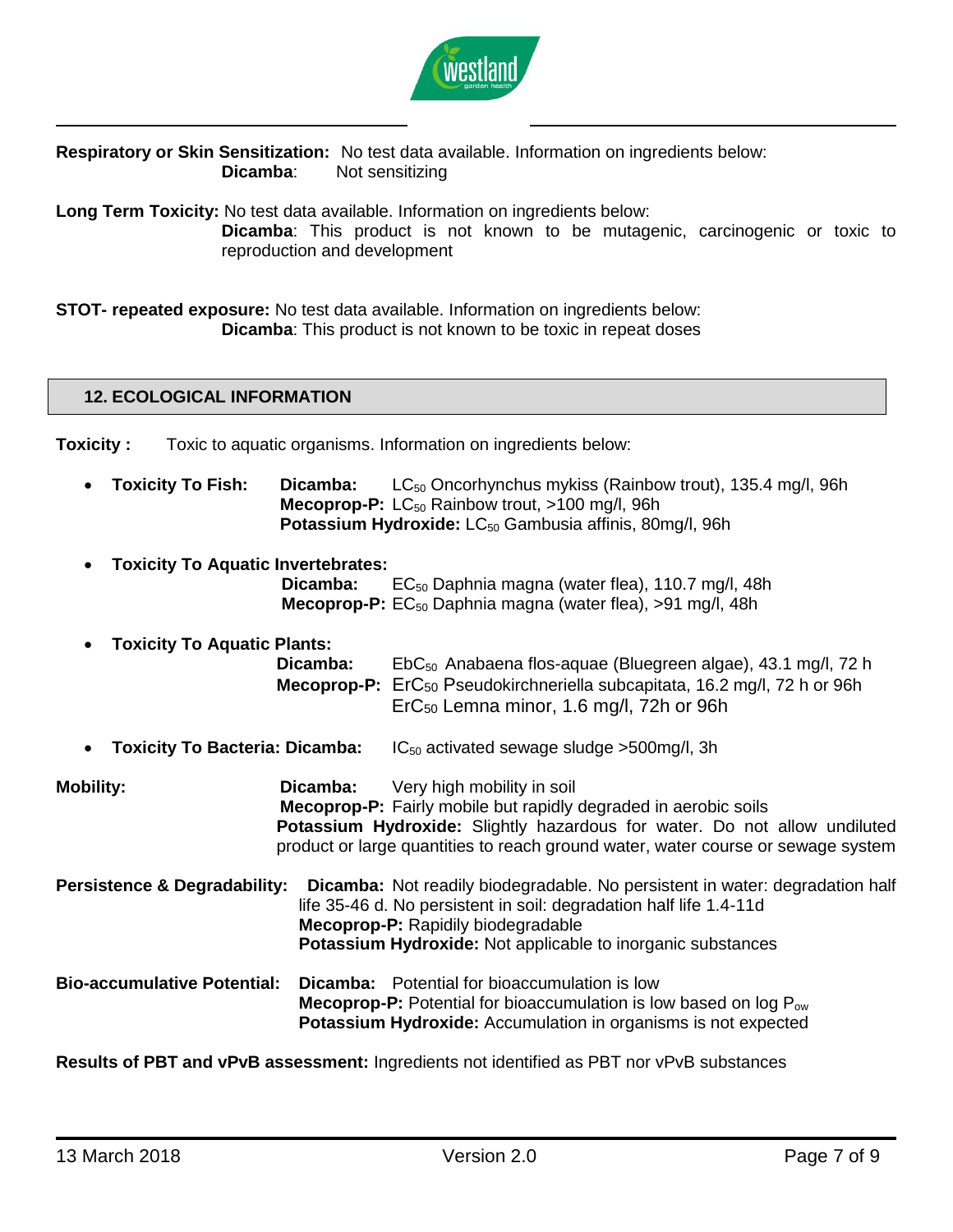**Respiratory or Skin Sensitization:** No test data available. Information on ingredients below:
**Dicamba**: Not sensitizing

**Long Term Toxicity:** No test data available. Information on ingredients below:
**Dicamba**: This product is not known to be mutagenic, carcinogenic or toxic to reproduction and development

**STOT- repeated exposure:** No test data available. Information on ingredients below:
**Dicamba**: This product is not known to be toxic in repeat doses

## 12. ECOLOGICAL INFORMATION

**Toxicity :** Toxic to aquatic organisms. Information on ingredients below:

- **Toxicity To Fish:**
  **Dicamba:** $LC_{50}$ Oncorhynchus mykiss (Rainbow trout), 135.4 mg/l, 96h
  **Mecoprop-P:** $LC_{50}$ Rainbow trout, >100 mg/l, 96h
  **Potassium Hydroxide:** $LC_{50}$ Gambusia affinis, 80mg/l, 96h

- **Toxicity To Aquatic Invertebrates:**
  **Dicamba:** $EC_{50}$ Daphnia magna (water flea), 110.7 mg/l, 48h
  **Mecoprop-P:** $EC_{50}$ Daphnia magna (water flea), >91 mg/l, 48h

- **Toxicity To Aquatic Plants:**
  **Dicamba:** $EbC_{50}$ Anabaena flos-aquae (Bluegreen algae), 43.1 mg/l, 72 h
  **Mecoprop-P:** $ErC_{50}$ Pseudokirchneriella subcapitata, 16.2 mg/l, 72 h or 96h
  $ErC_{50}$ Lemna minor, 1.6 mg/l, 72h or 96h

- **Toxicity To Bacteria: Dicamba:** $IC_{50}$ activated sewage sludge >500mg/l, 3h

**Mobility:**
**Dicamba:** Very high mobility in soil
**Mecoprop-P:** Fairly mobile but rapidly degraded in aerobic soils
**Potassium Hydroxide:** Slightly hazardous for water. Do not allow undiluted product or large quantities to reach ground water, water course or sewage system

**Persistence & Degradability:**
**Dicamba:** Not readily biodegradable. No persistent in water: degradation half life 35-46 d. No persistent in soil: degradation half life 1.4-11d
**Mecoprop-P:** Rapidily biodegradable
**Potassium Hydroxide:** Not applicable to inorganic substances

**Bio-accumulative Potential:**
**Dicamba:** Potential for bioaccumulation is low
**Mecoprop-P:** Potential for bioaccumulation is low based on log $P_{ow}$
**Potassium Hydroxide:** Accumulation in organisms is not expected

**Results of PBT and vPvB assessment:** Ingredients not identified as PBT nor vPvB substances

13 March 2018 Version 2.0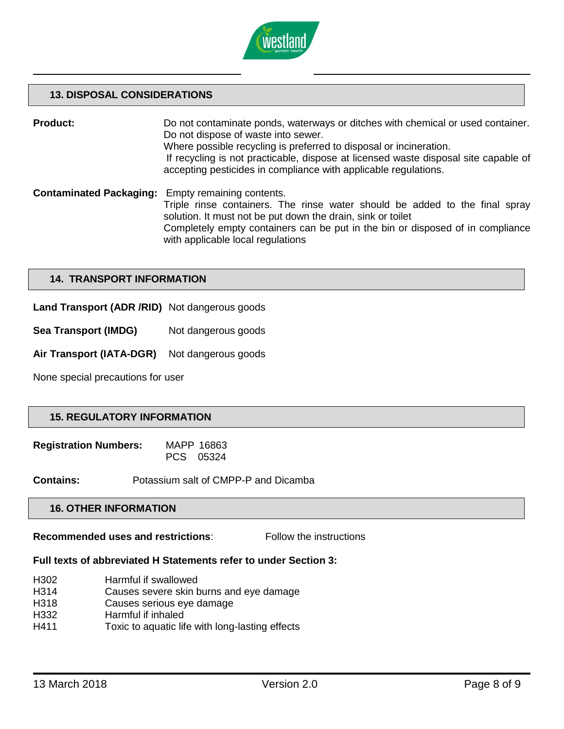## 13. DISPOSAL CONSIDERATIONS

**Product:** Do not contaminate ponds, waterways or ditches with chemical or used container. Do not dispose of waste into sewer.
Where possible recycling is preferred to disposal or incineration.
If recycling is not practicable, dispose at licensed waste disposal site capable of accepting pesticides in compliance with applicable regulations.

**Contaminated Packaging:** Empty remaining contents.
Triple rinse containers. The rinse water should be added to the final spray solution. It must not be put down the drain, sink or toilet
Completely empty containers can be put in the bin or disposed of in compliance with applicable local regulations

## 14. TRANSPORT INFORMATION

**Land Transport (ADR /RID)** Not dangerous goods

**Sea Transport (IMDG)** Not dangerous goods

**Air Transport (IATA-DGR)** Not dangerous goods

None special precautions for user

## 15. REGULATORY INFORMATION

**Registration Numbers:** MAPP 16863
PCS 05324

**Contains:** Potassium salt of CMPP-P and Dicamba

## 16. OTHER INFORMATION

**Recommended uses and restrictions**: Follow the instructions

**Full texts of abbreviated H Statements refer to under Section 3:**

| | |
|---|---|
| H302 | Harmful if swallowed |
| H314 | Causes severe skin burns and eye damage |
| H318 | Causes serious eye damage |
| H332 | Harmful if inhaled |
| H411 | Toxic to aquatic life with long-lasting effects |

13 March 2018 Version 2.0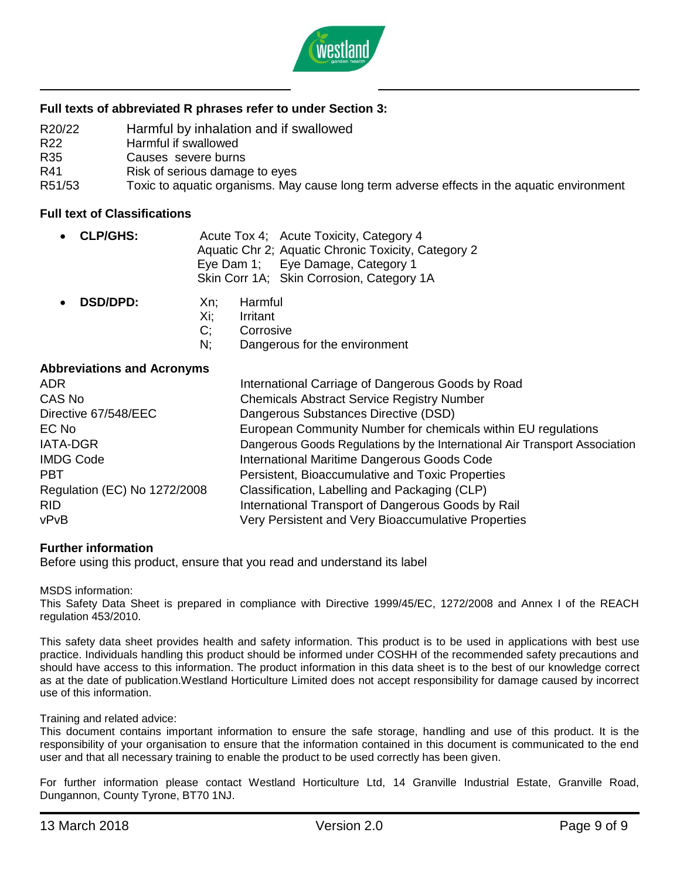**Full texts of abbreviated R phrases refer to under Section 3:**

| | |
|---|---|
| R20/22 | Harmful by inhalation and if swallowed |
| R22 | Harmful if swallowed |
| R35 | Causes severe burns |
| R41 | Risk of serious damage to eyes |
| R51/53 | Toxic to aquatic organisms. May cause long term adverse effects in the aquatic environment |

**Full text of Classifications**

- **CLP/GHS:**
  - Acute Tox 4; Acute Toxicity, Category 4
  - Aquatic Chr 2; Aquatic Chronic Toxicity, Category 2
  - Eye Dam 1; Eye Damage, Category 1
  - Skin Corr 1A; Skin Corrosion, Category 1A
- **DSD/DPD:**
  - Xn; Harmful
  - Xi; Irritant
  - C; Corrosive
  - N; Dangerous for the environment

**Abbreviations and Acronyms**

| | |
|---|---|
| ADR | International Carriage of Dangerous Goods by Road |
| CAS No | Chemicals Abstract Service Registry Number |
| Directive 67/548/EEC | Dangerous Substances Directive (DSD) |
| EC No | European Community Number for chemicals within EU regulations |
| IATA-DGR | Dangerous Goods Regulations by the International Air Transport Association |
| IMDG Code | International Maritime Dangerous Goods Code |
| PBT | Persistent, Bioaccumulative and Toxic Properties |
| Regulation (EC) No 1272/2008 | Classification, Labelling and Packaging (CLP) |
| RID | International Transport of Dangerous Goods by Rail |
| vPvB | Very Persistent and Very Bioaccumulative Properties |

**Further information**

Before using this product, ensure that you read and understand its label

MSDS information:
This Safety Data Sheet is prepared in compliance with Directive 1999/45/EC, 1272/2008 and Annex I of the REACH regulation 453/2010.

This safety data sheet provides health and safety information. This product is to be used in applications with best use practice. Individuals handling this product should be informed under COSHH of the recommended safety precautions and should have access to this information. The product information in this data sheet is to the best of our knowledge correct as at the date of publication.Westland Horticulture Limited does not accept responsibility for damage caused by incorrect use of this information.

Training and related advice:
This document contains important information to ensure the safe storage, handling and use of this product. It is the responsibility of your organisation to ensure that the information contained in this document is communicated to the end user and that all necessary training to enable the product to be used correctly has been given.

For further information please contact Westland Horticulture Ltd, 14 Granville Industrial Estate, Granville Road, Dungannon, County Tyrone, BT70 1NJ.

13 March 2018 Version 2.0